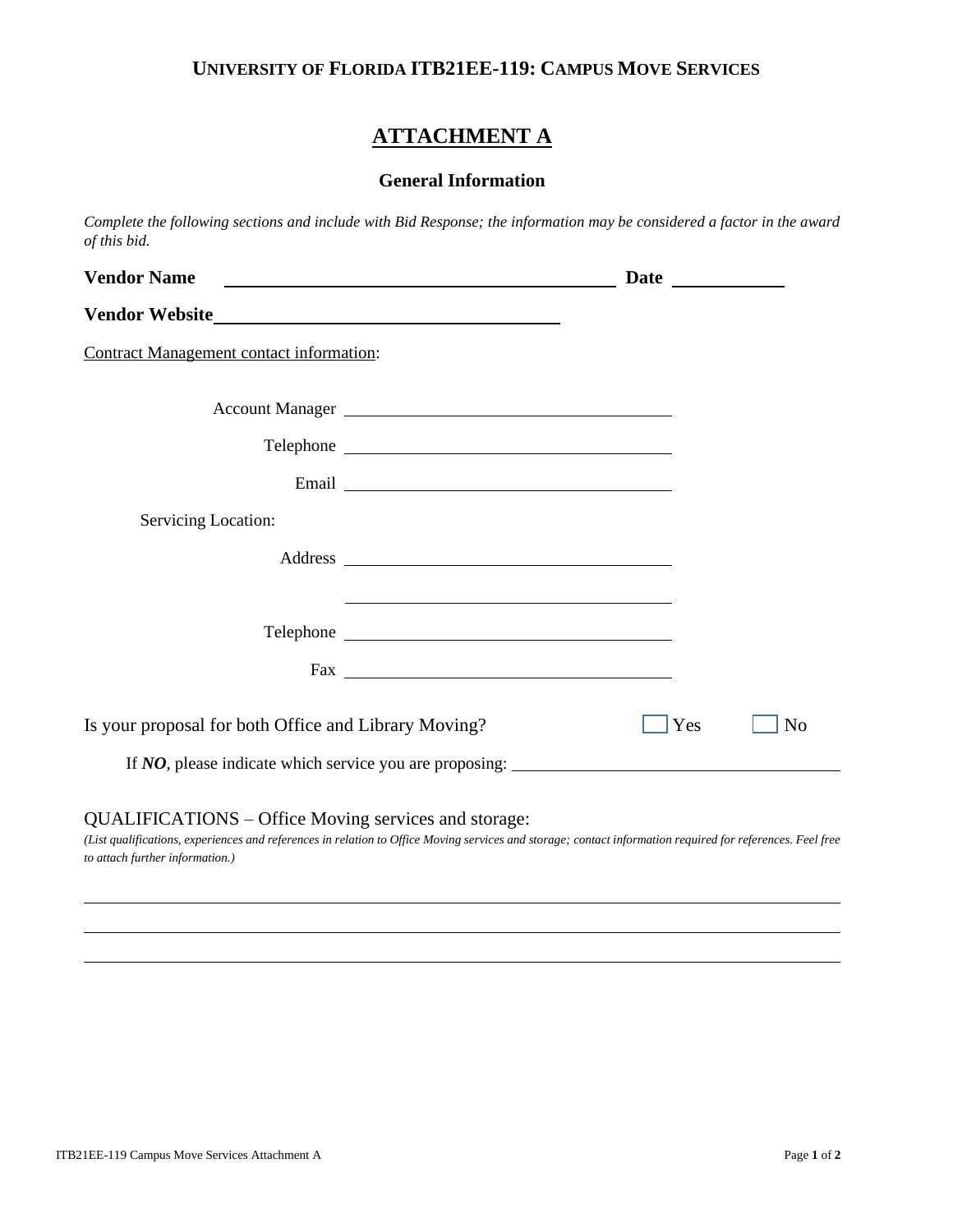**UNIVERSITY OF FLORIDA ITB21EE-119: CAMPUS MOVE SERVICES**

# ATTACHMENT A

## General Information

*Complete the following sections and include with Bid Response; the information may be considered a factor in the award of this bid.*

**Vendor Name** ______________________________ **Date** __________

**Vendor Website** ______________________________

Contract Management contact information:

Account Manager ______________________________

Telephone ______________________________

Email ______________________________

Servicing Location:

Address ______________________________

______________________________

Telephone ______________________________

Fax ______________________________

Is your proposal for both Office and Library Moving? ☐ Yes ☐ No

If ***NO***, please indicate which service you are proposing: ______________________________

QUALIFICATIONS – Office Moving services and storage:

*(List qualifications, experiences and references in relation to Office Moving services and storage; contact information required for references. Feel free to attach further information.)*

______________________________

______________________________

______________________________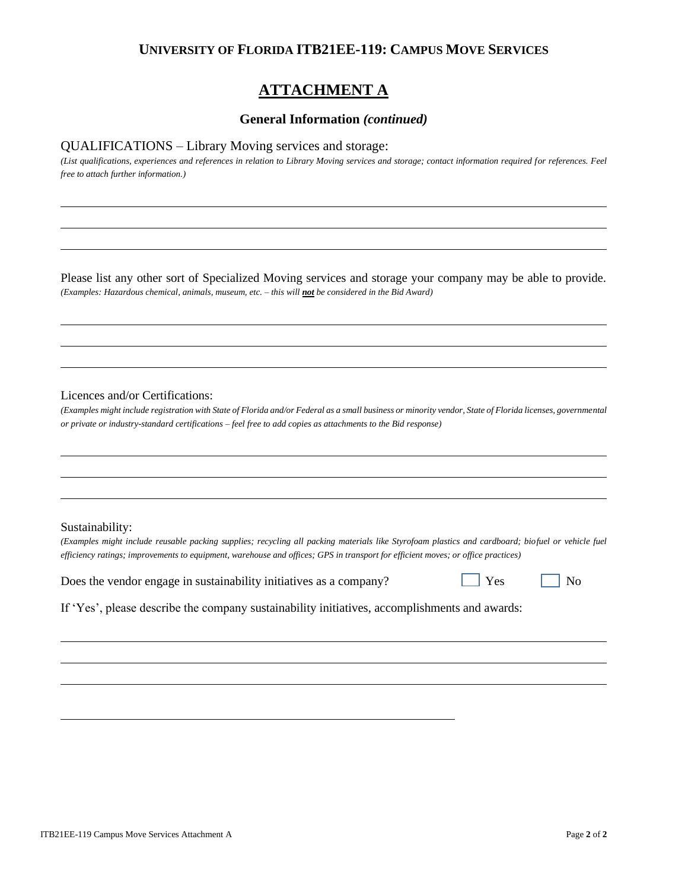## UNIVERSITY OF FLORIDA ITB21EE-119: CAMPUS MOVE SERVICES

# ATTACHMENT A

### General Information *(continued)*

QUALIFICATIONS – Library Moving services and storage:

*(List qualifications, experiences and references in relation to Library Moving services and storage; contact information required for references. Feel free to attach further information.)*

\_\_\_\_\_\_\_\_\_\_\_\_\_\_\_\_\_\_\_\_\_\_\_\_\_\_\_\_\_\_\_\_\_\_\_\_\_\_\_\_\_\_\_\_\_\_\_\_\_\_\_\_\_\_\_\_\_\_\_\_\_\_\_\_\_\_\_\_\_\_\_\_

\_\_\_\_\_\_\_\_\_\_\_\_\_\_\_\_\_\_\_\_\_\_\_\_\_\_\_\_\_\_\_\_\_\_\_\_\_\_\_\_\_\_\_\_\_\_\_\_\_\_\_\_\_\_\_\_\_\_\_\_\_\_\_\_\_\_\_\_\_\_\_\_

\_\_\_\_\_\_\_\_\_\_\_\_\_\_\_\_\_\_\_\_\_\_\_\_\_\_\_\_\_\_\_\_\_\_\_\_\_\_\_\_\_\_\_\_\_\_\_\_\_\_\_\_\_\_\_\_\_\_\_\_\_\_\_\_\_\_\_\_\_\_\_\_

Please list any other sort of Specialized Moving services and storage your company may be able to provide.

*(Examples: Hazardous chemical, animals, museum, etc. – this will **not** be considered in the Bid Award)*

\_\_\_\_\_\_\_\_\_\_\_\_\_\_\_\_\_\_\_\_\_\_\_\_\_\_\_\_\_\_\_\_\_\_\_\_\_\_\_\_\_\_\_\_\_\_\_\_\_\_\_\_\_\_\_\_\_\_\_\_\_\_\_\_\_\_\_\_\_\_\_\_

\_\_\_\_\_\_\_\_\_\_\_\_\_\_\_\_\_\_\_\_\_\_\_\_\_\_\_\_\_\_\_\_\_\_\_\_\_\_\_\_\_\_\_\_\_\_\_\_\_\_\_\_\_\_\_\_\_\_\_\_\_\_\_\_\_\_\_\_\_\_\_\_

\_\_\_\_\_\_\_\_\_\_\_\_\_\_\_\_\_\_\_\_\_\_\_\_\_\_\_\_\_\_\_\_\_\_\_\_\_\_\_\_\_\_\_\_\_\_\_\_\_\_\_\_\_\_\_\_\_\_\_\_\_\_\_\_\_\_\_\_\_\_\_\_

Licences and/or Certifications:

*(Examples might include registration with State of Florida and/or Federal as a small business or minority vendor, State of Florida licenses, governmental or private or industry-standard certifications – feel free to add copies as attachments to the Bid response)*

\_\_\_\_\_\_\_\_\_\_\_\_\_\_\_\_\_\_\_\_\_\_\_\_\_\_\_\_\_\_\_\_\_\_\_\_\_\_\_\_\_\_\_\_\_\_\_\_\_\_\_\_\_\_\_\_\_\_\_\_\_\_\_\_\_\_\_\_\_\_\_\_

\_\_\_\_\_\_\_\_\_\_\_\_\_\_\_\_\_\_\_\_\_\_\_\_\_\_\_\_\_\_\_\_\_\_\_\_\_\_\_\_\_\_\_\_\_\_\_\_\_\_\_\_\_\_\_\_\_\_\_\_\_\_\_\_\_\_\_\_\_\_\_\_

\_\_\_\_\_\_\_\_\_\_\_\_\_\_\_\_\_\_\_\_\_\_\_\_\_\_\_\_\_\_\_\_\_\_\_\_\_\_\_\_\_\_\_\_\_\_\_\_\_\_\_\_\_\_\_\_\_\_\_\_\_\_\_\_\_\_\_\_\_\_\_\_

Sustainability:

*(Examples might include reusable packing supplies; recycling all packing materials like Styrofoam plastics and cardboard; biofuel or vehicle fuel efficiency ratings; improvements to equipment, warehouse and offices; GPS in transport for efficient moves; or office practices)*

Does the vendor engage in sustainability initiatives as a company? ☐ Yes ☐ No

If 'Yes', please describe the company sustainability initiatives, accomplishments and awards:

\_\_\_\_\_\_\_\_\_\_\_\_\_\_\_\_\_\_\_\_\_\_\_\_\_\_\_\_\_\_\_\_\_\_\_\_\_\_\_\_\_\_\_\_\_\_\_\_\_\_\_\_\_\_\_\_\_\_\_\_\_\_\_\_\_\_\_\_\_\_\_\_

\_\_\_\_\_\_\_\_\_\_\_\_\_\_\_\_\_\_\_\_\_\_\_\_\_\_\_\_\_\_\_\_\_\_\_\_\_\_\_\_\_\_\_\_\_\_\_\_\_\_\_\_\_\_\_\_\_\_\_\_\_\_\_\_\_\_\_\_\_\_\_\_

\_\_\_\_\_\_\_\_\_\_\_\_\_\_\_\_\_\_\_\_\_\_\_\_\_\_\_\_\_\_\_\_\_\_\_\_\_\_\_\_\_\_\_\_\_\_\_\_\_\_\_\_\_\_\_\_\_\_\_\_\_\_\_\_\_\_\_\_\_\_\_\_

\_\_\_\_\_\_\_\_\_\_\_\_\_\_\_\_\_\_\_\_\_\_\_\_\_\_\_\_\_\_\_\_\_\_\_\_\_\_\_\_\_\_\_\_\_\_\_\_\_\_\_\_\_\_